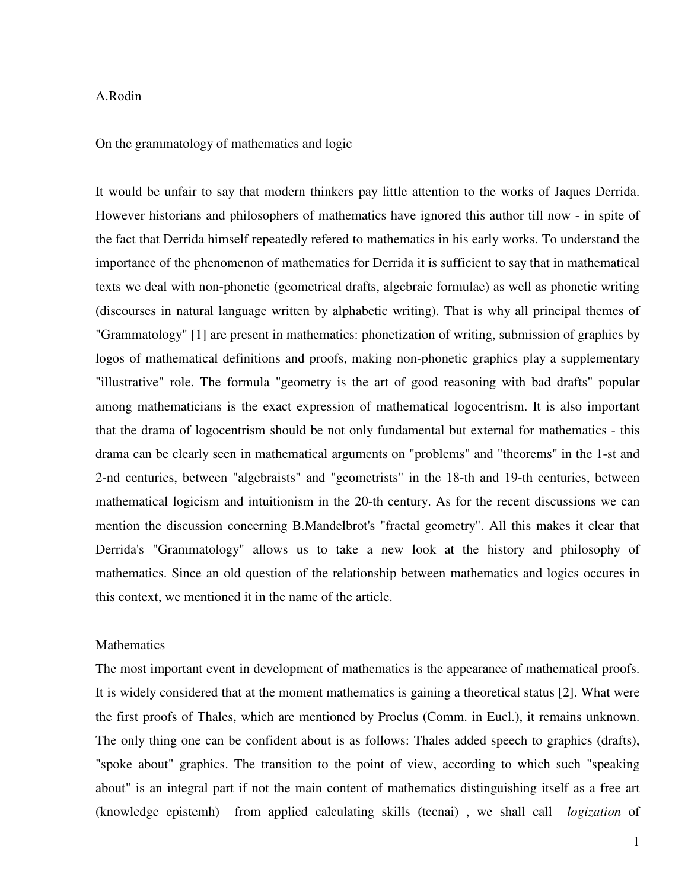A.Rodin

# On the grammatology of mathematics and logic

It would be unfair to say that modern thinkers pay little attention to the works of Jaques Derrida. However historians and philosophers of mathematics have ignored this author till now - in spite of the fact that Derrida himself repeatedly refered to mathematics in his early works. To understand the importance of the phenomenon of mathematics for Derrida it is sufficient to say that in mathematical texts we deal with non-phonetic (geometrical drafts, algebraic formulae) as well as phonetic writing (discourses in natural language written by alphabetic writing). That is why all principal themes of "Grammatology" [1] are present in mathematics: phonetization of writing, submission of graphics by logos of mathematical definitions and proofs, making non-phonetic graphics play a supplementary "illustrative" role. The formula "geometry is the art of good reasoning with bad drafts" popular among mathematicians is the exact expression of mathematical logocentrism. It is also important that the drama of logocentrism should be not only fundamental but external for mathematics - this drama can be clearly seen in mathematical arguments on "problems" and "theorems" in the 1-st and 2-nd centuries, between "algebraists" and "geometrists" in the 18-th and 19-th centuries, between mathematical logicism and intuitionism in the 20-th century. As for the recent discussions we can mention the discussion concerning B.Mandelbrot's "fractal geometry". All this makes it clear that Derrida's "Grammatology" allows us to take a new look at the history and philosophy of mathematics. Since an old question of the relationship between mathematics and logics occures in this context, we mentioned it in the name of the article.

## Mathematics

The most important event in development of mathematics is the appearance of mathematical proofs. It is widely considered that at the moment mathematics is gaining a theoretical status [2]. What were the first proofs of Thales, which are mentioned by Proclus (Comm. in Eucl.), it remains unknown. The only thing one can be confident about is as follows: Thales added speech to graphics (drafts), "spoke about" graphics. The transition to the point of view, according to which such "speaking about" is an integral part if not the main content of mathematics distinguishing itself as a free art (knowledge epistemh) from applied calculating skills (tecnai) , we shall call *logization* of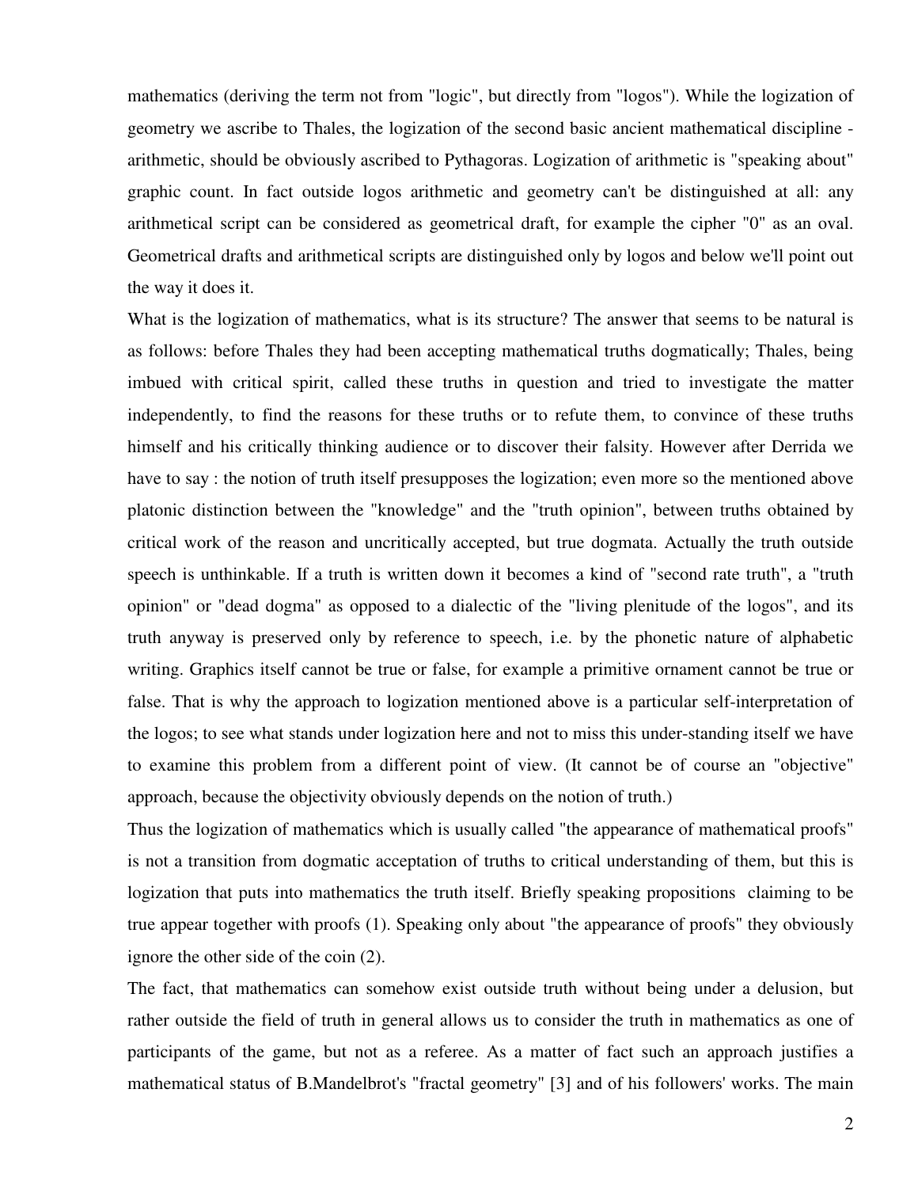mathematics (deriving the term not from "logic", but directly from "logos"). While the logization of geometry we ascribe to Thales, the logization of the second basic ancient mathematical discipline - arithmetic, should be obviously ascribed to Pythagoras. Logization of arithmetic is "speaking about" graphic count. In fact outside logos arithmetic and geometry can't be distinguished at all: any arithmetical script can be considered as geometrical draft, for example the cipher "0" as an oval. Geometrical drafts and arithmetical scripts are distinguished only by logos and below we'll point out the way it does it.

What is the logization of mathematics, what is its structure? The answer that seems to be natural is as follows: before Thales they had been accepting mathematical truths dogmatically; Thales, being imbued with critical spirit, called these truths in question and tried to investigate the matter independently, to find the reasons for these truths or to refute them, to convince of these truths himself and his critically thinking audience or to discover their falsity. However after Derrida we have to say : the notion of truth itself presupposes the logization; even more so the mentioned above platonic distinction between the "knowledge" and the "truth opinion", between truths obtained by critical work of the reason and uncritically accepted, but true dogmata. Actually the truth outside speech is unthinkable. If a truth is written down it becomes a kind of "second rate truth", a "truth opinion" or "dead dogma" as opposed to a dialectic of the "living plenitude of the logos", and its truth anyway is preserved only by reference to speech, i.e. by the phonetic nature of alphabetic writing. Graphics itself cannot be true or false, for example a primitive ornament cannot be true or false. That is why the approach to logization mentioned above is a particular self-interpretation of the logos; to see what stands under logization here and not to miss this under-standing itself we have to examine this problem from a different point of view. (It cannot be of course an "objective" approach, because the objectivity obviously depends on the notion of truth.)

Thus the logization of mathematics which is usually called "the appearance of mathematical proofs" is not a transition from dogmatic acceptation of truths to critical understanding of them, but this is logization that puts into mathematics the truth itself. Briefly speaking propositions claiming to be true appear together with proofs (1). Speaking only about "the appearance of proofs" they obviously ignore the other side of the coin (2).

The fact, that mathematics can somehow exist outside truth without being under a delusion, but rather outside the field of truth in general allows us to consider the truth in mathematics as one of participants of the game, but not as a referee. As a matter of fact such an approach justifies a mathematical status of B.Mandelbrot's "fractal geometry" [3] and of his followers' works. The main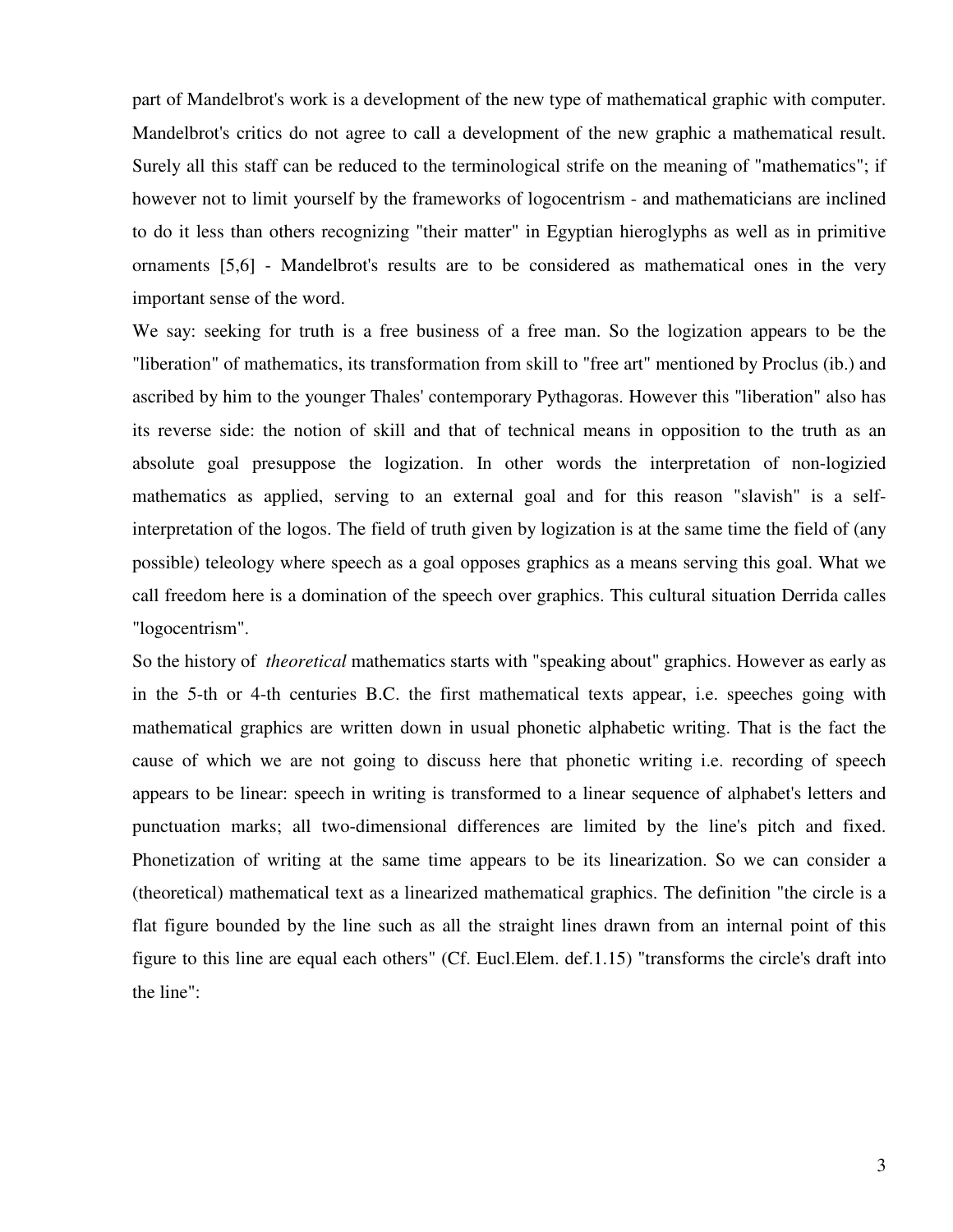part of Mandelbrot's work is a development of the new type of mathematical graphic with computer. Mandelbrot's critics do not agree to call a development of the new graphic a mathematical result. Surely all this staff can be reduced to the terminological strife on the meaning of "mathematics"; if however not to limit yourself by the frameworks of logocentrism - and mathematicians are inclined to do it less than others recognizing "their matter" in Egyptian hieroglyphs as well as in primitive ornaments [5,6] - Mandelbrot's results are to be considered as mathematical ones in the very important sense of the word.

We say: seeking for truth is a free business of a free man. So the logization appears to be the "liberation" of mathematics, its transformation from skill to "free art" mentioned by Proclus (ib.) and ascribed by him to the younger Thales' contemporary Pythagoras. However this "liberation" also has its reverse side: the notion of skill and that of technical means in opposition to the truth as an absolute goal presuppose the logization. In other words the interpretation of non-logizied mathematics as applied, serving to an external goal and for this reason "slavish" is a self-interpretation of the logos. The field of truth given by logization is at the same time the field of (any possible) teleology where speech as a goal opposes graphics as a means serving this goal. What we call freedom here is a domination of the speech over graphics. This cultural situation Derrida calles "logocentrism".

So the history of *theoretical* mathematics starts with "speaking about" graphics. However as early as in the 5-th or 4-th centuries B.C. the first mathematical texts appear, i.e. speeches going with mathematical graphics are written down in usual phonetic alphabetic writing. That is the fact the cause of which we are not going to discuss here that phonetic writing i.e. recording of speech appears to be linear: speech in writing is transformed to a linear sequence of alphabet's letters and punctuation marks; all two-dimensional differences are limited by the line's pitch and fixed. Phonetization of writing at the same time appears to be its linearization. So we can consider a (theoretical) mathematical text as a linearized mathematical graphics. The definition "the circle is a flat figure bounded by the line such as all the straight lines drawn from an internal point of this figure to this line are equal each others" (Cf. Eucl.Elem. def.1.15) "transforms the circle's draft into the line":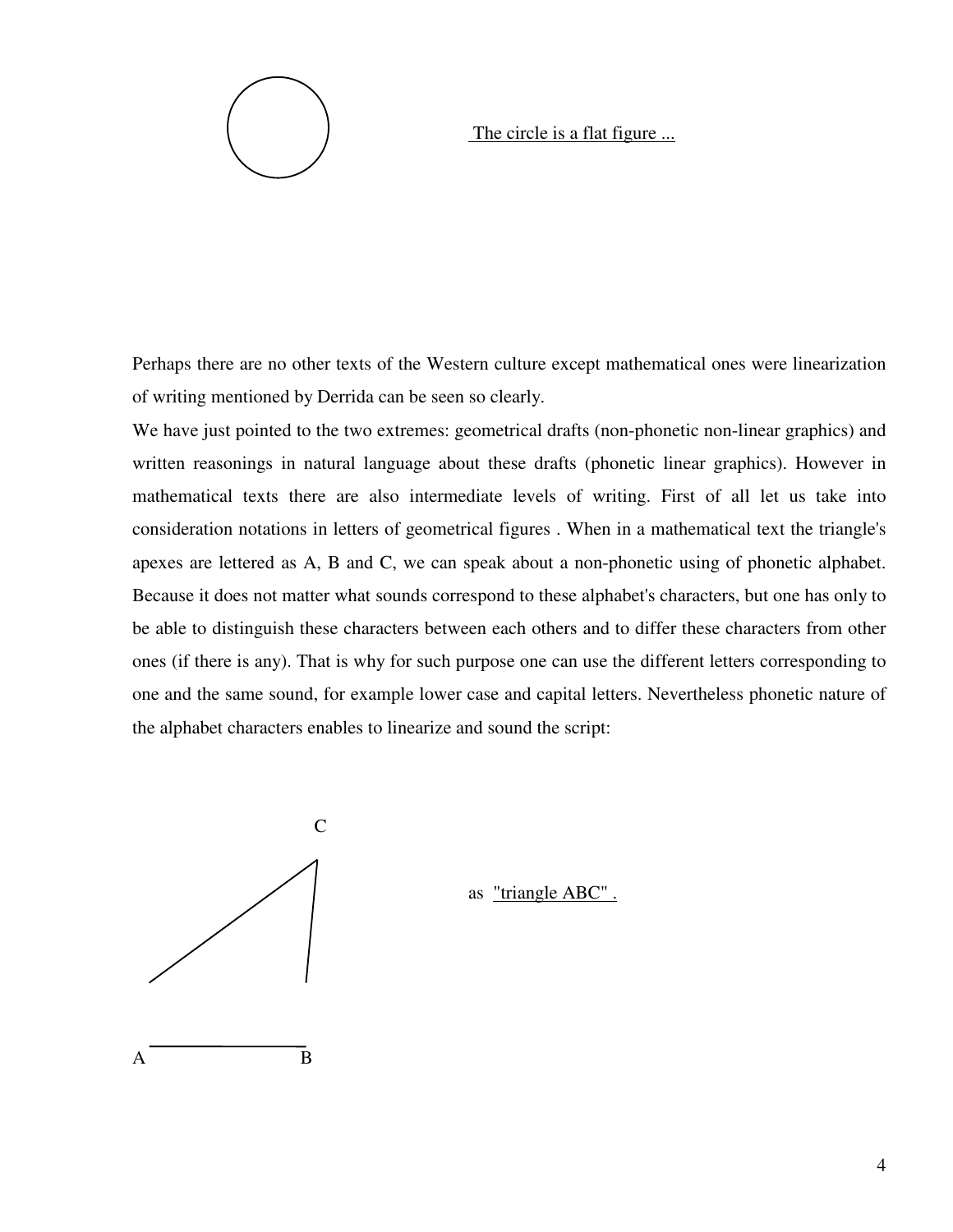The circle is a flat figure ...

Perhaps there are no other texts of the Western culture except mathematical ones were linearization of writing mentioned by Derrida can be seen so clearly.

We have just pointed to the two extremes: geometrical drafts (non-phonetic non-linear graphics) and written reasonings in natural language about these drafts (phonetic linear graphics). However in mathematical texts there are also intermediate levels of writing. First of all let us take into consideration notations in letters of geometrical figures . When in a mathematical text the triangle's apexes are lettered as A, B and C, we can speak about a non-phonetic using of phonetic alphabet. Because it does not matter what sounds correspond to these alphabet's characters, but one has only to be able to distinguish these characters between each others and to differ these characters from other ones (if there is any). That is why for such purpose one can use the different letters corresponding to one and the same sound, for example lower case and capital letters. Nevertheless phonetic nature of the alphabet characters enables to linearize and sound the script:

C

A B

as "triangle ABC" .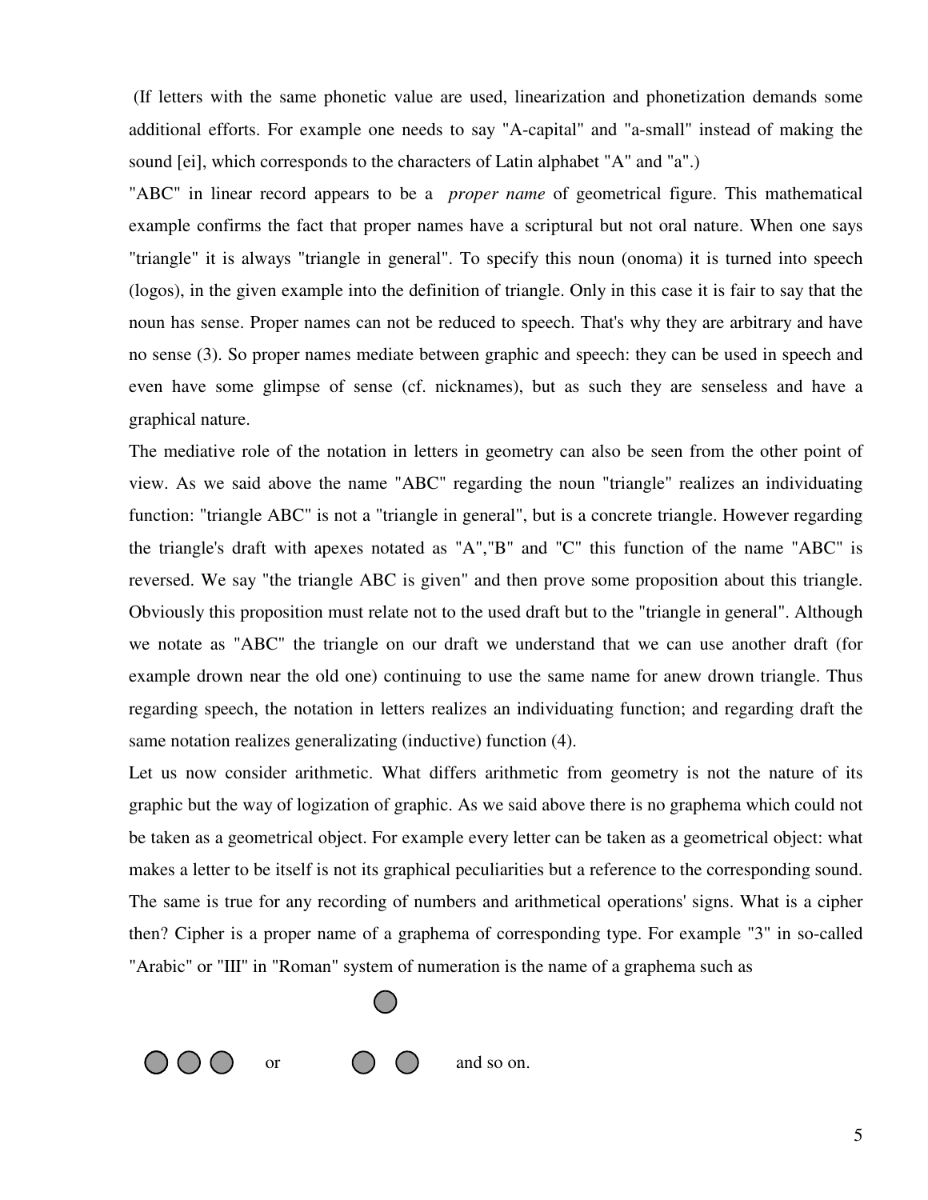(If letters with the same phonetic value are used, linearization and phonetization demands some additional efforts. For example one needs to say "A-capital" and "a-small" instead of making the sound [ei], which corresponds to the characters of Latin alphabet "A" and "a".)

"ABC" in linear record appears to be a *proper name* of geometrical figure. This mathematical example confirms the fact that proper names have a scriptural but not oral nature. When one says "triangle" it is always "triangle in general". To specify this noun (onoma) it is turned into speech (logos), in the given example into the definition of triangle. Only in this case it is fair to say that the noun has sense. Proper names can not be reduced to speech. That's why they are arbitrary and have no sense (3). So proper names mediate between graphic and speech: they can be used in speech and even have some glimpse of sense (cf. nicknames), but as such they are senseless and have a graphical nature.

The mediative role of the notation in letters in geometry can also be seen from the other point of view. As we said above the name "ABC" regarding the noun "triangle" realizes an individuating function: "triangle ABC" is not a "triangle in general", but is a concrete triangle. However regarding the triangle's draft with apexes notated as "A","B" and "C" this function of the name "ABC" is reversed. We say "the triangle ABC is given" and then prove some proposition about this triangle. Obviously this proposition must relate not to the used draft but to the "triangle in general". Although we notate as "ABC" the triangle on our draft we understand that we can use another draft (for example drown near the old one) continuing to use the same name for anew drown triangle. Thus regarding speech, the notation in letters realizes an individuating function; and regarding draft the same notation realizes generalizating (inductive) function (4).

Let us now consider arithmetic. What differs arithmetic from geometry is not the nature of its graphic but the way of logization of graphic. As we said above there is no graphema which could not be taken as a geometrical object. For example every letter can be taken as a geometrical object: what makes a letter to be itself is not its graphical peculiarities but a reference to the corresponding sound. The same is true for any recording of numbers and arithmetical operations' signs. What is a cipher then? Cipher is a proper name of a graphema of corresponding type. For example "3" in so-called "Arabic" or "III" in "Roman" system of numeration is the name of a graphema such as

● ● ● or ● ● ● and so on.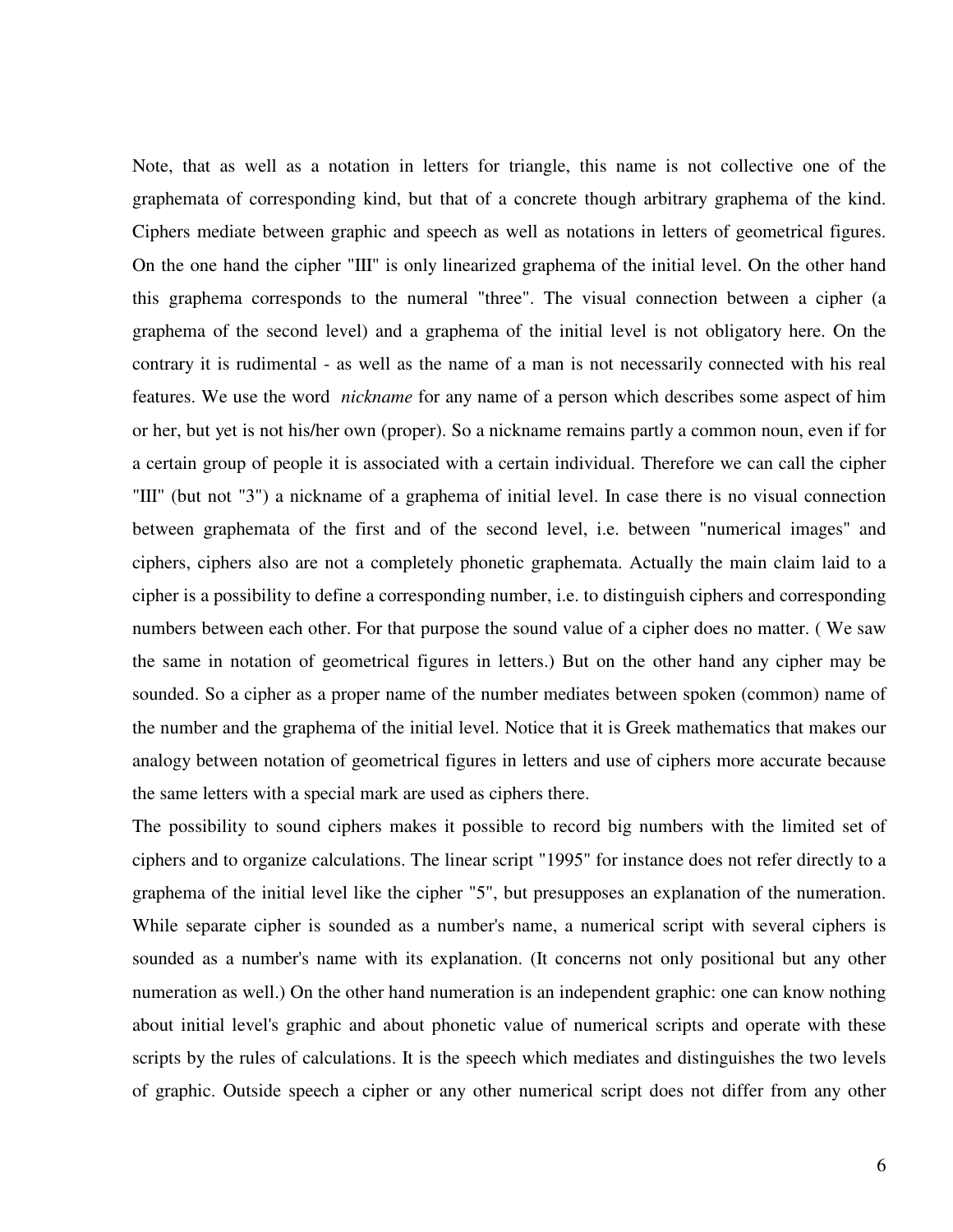Note, that as well as a notation in letters for triangle, this name is not collective one of the graphemata of corresponding kind, but that of a concrete though arbitrary graphema of the kind. Ciphers mediate between graphic and speech as well as notations in letters of geometrical figures. On the one hand the cipher "III" is only linearized graphema of the initial level. On the other hand this graphema corresponds to the numeral "three". The visual connection between a cipher (a graphema of the second level) and a graphema of the initial level is not obligatory here. On the contrary it is rudimental - as well as the name of a man is not necessarily connected with his real features. We use the word *nickname* for any name of a person which describes some aspect of him or her, but yet is not his/her own (proper). So a nickname remains partly a common noun, even if for a certain group of people it is associated with a certain individual. Therefore we can call the cipher "III" (but not "3") a nickname of a graphema of initial level. In case there is no visual connection between graphemata of the first and of the second level, i.e. between "numerical images" and ciphers, ciphers also are not a completely phonetic graphemata. Actually the main claim laid to a cipher is a possibility to define a corresponding number, i.e. to distinguish ciphers and corresponding numbers between each other. For that purpose the sound value of a cipher does no matter. ( We saw the same in notation of geometrical figures in letters.) But on the other hand any cipher may be sounded. So a cipher as a proper name of the number mediates between spoken (common) name of the number and the graphema of the initial level. Notice that it is Greek mathematics that makes our analogy between notation of geometrical figures in letters and use of ciphers more accurate because the same letters with a special mark are used as ciphers there.

The possibility to sound ciphers makes it possible to record big numbers with the limited set of ciphers and to organize calculations. The linear script "1995" for instance does not refer directly to a graphema of the initial level like the cipher "5", but presupposes an explanation of the numeration. While separate cipher is sounded as a number's name, a numerical script with several ciphers is sounded as a number's name with its explanation. (It concerns not only positional but any other numeration as well.) On the other hand numeration is an independent graphic: one can know nothing about initial level's graphic and about phonetic value of numerical scripts and operate with these scripts by the rules of calculations. It is the speech which mediates and distinguishes the two levels of graphic. Outside speech a cipher or any other numerical script does not differ from any other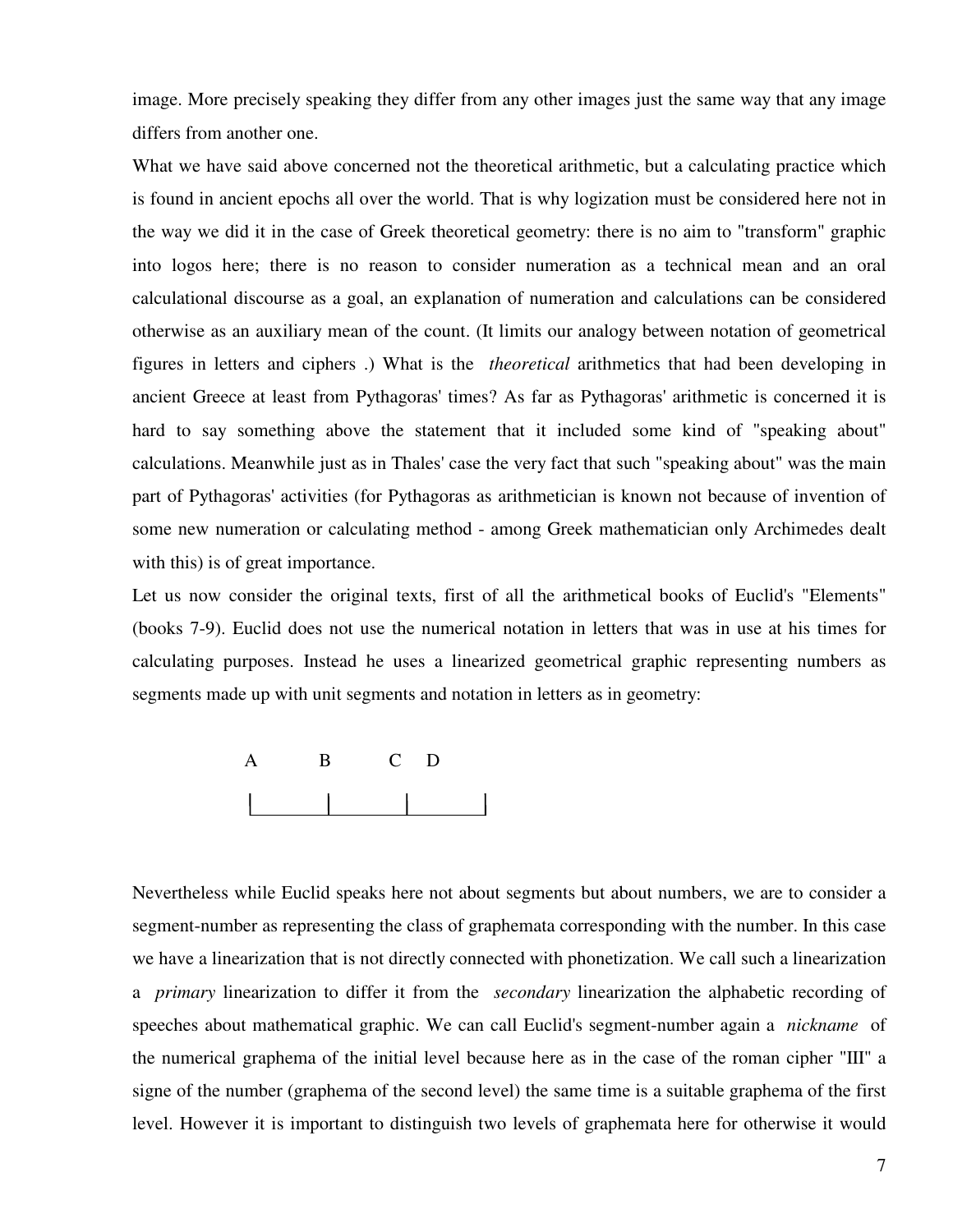image. More precisely speaking they differ from any other images just the same way that any image differs from another one.

What we have said above concerned not the theoretical arithmetic, but a calculating practice which is found in ancient epochs all over the world. That is why logization must be considered here not in the way we did it in the case of Greek theoretical geometry: there is no aim to "transform" graphic into logos here; there is no reason to consider numeration as a technical mean and an oral calculational discourse as a goal, an explanation of numeration and calculations can be considered otherwise as an auxiliary mean of the count. (It limits our analogy between notation of geometrical figures in letters and ciphers .) What is the *theoretical* arithmetics that had been developing in ancient Greece at least from Pythagoras' times? As far as Pythagoras' arithmetic is concerned it is hard to say something above the statement that it included some kind of "speaking about" calculations. Meanwhile just as in Thales' case the very fact that such "speaking about" was the main part of Pythagoras' activities (for Pythagoras as arithmetician is known not because of invention of some new numeration or calculating method - among Greek mathematician only Archimedes dealt with this) is of great importance.

Let us now consider the original texts, first of all the arithmetical books of Euclid's "Elements" (books 7-9). Euclid does not use the numerical notation in letters that was in use at his times for calculating purposes. Instead he uses a linearized geometrical graphic representing numbers as segments made up with unit segments and notation in letters as in geometry:

```
A         B         C    D
|_________|_________|_________|
```

Nevertheless while Euclid speaks here not about segments but about numbers, we are to consider a segment-number as representing the class of graphemata corresponding with the number. In this case we have a linearization that is not directly connected with phonetization. We call such a linearization a *primary* linearization to differ it from the *secondary* linearization the alphabetic recording of speeches about mathematical graphic. We can call Euclid's segment-number again a *nickname* of the numerical graphema of the initial level because here as in the case of the roman cipher "III" a signe of the number (graphema of the second level) the same time is a suitable graphema of the first level. However it is important to distinguish two levels of graphemata here for otherwise it would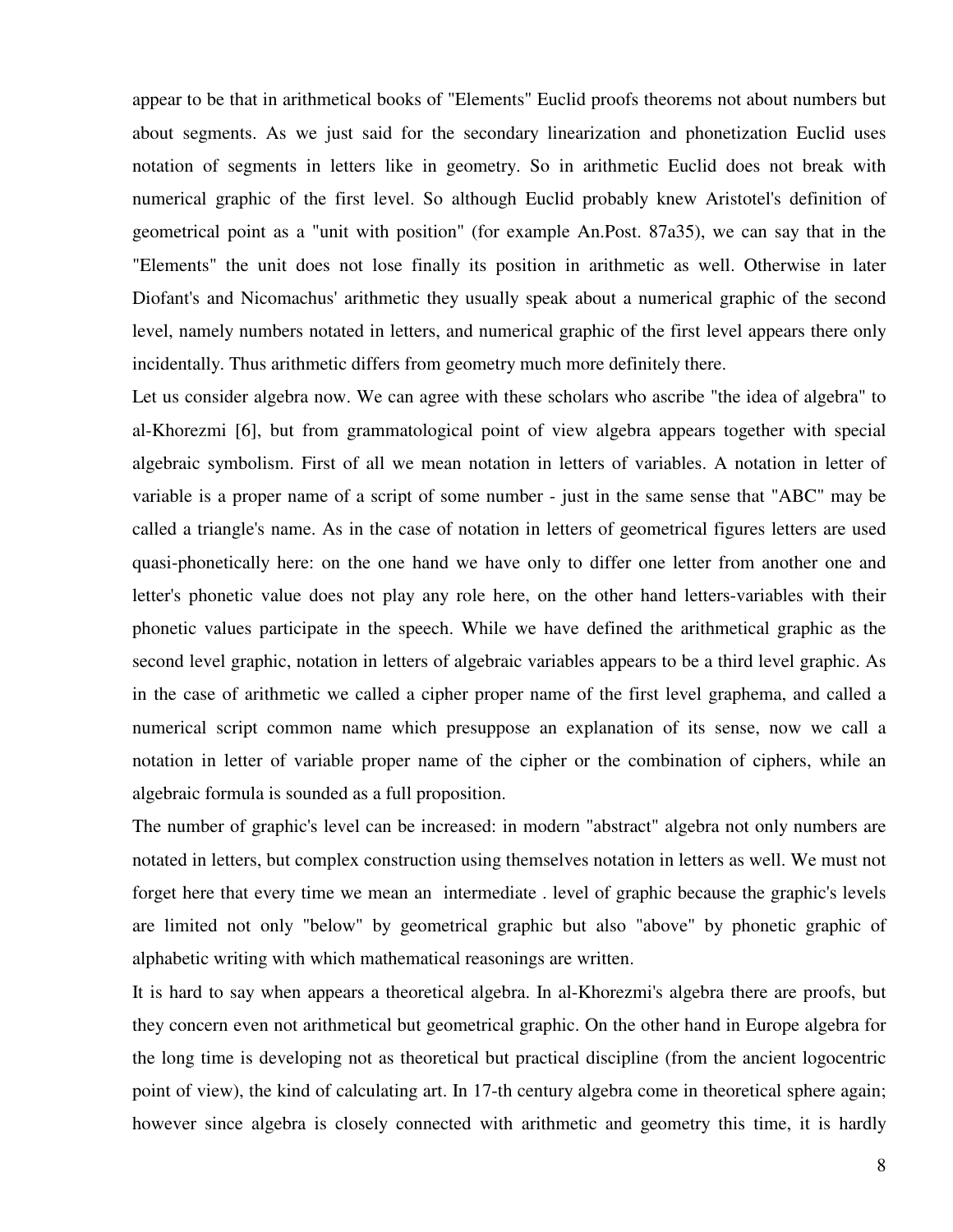appear to be that in arithmetical books of "Elements" Euclid proofs theorems not about numbers but about segments. As we just said for the secondary linearization and phonetization Euclid uses notation of segments in letters like in geometry. So in arithmetic Euclid does not break with numerical graphic of the first level. So although Euclid probably knew Aristotel's definition of geometrical point as a "unit with position" (for example An.Post. 87a35), we can say that in the "Elements" the unit does not lose finally its position in arithmetic as well. Otherwise in later Diofant's and Nicomachus' arithmetic they usually speak about a numerical graphic of the second level, namely numbers notated in letters, and numerical graphic of the first level appears there only incidentally. Thus arithmetic differs from geometry much more definitely there.

Let us consider algebra now. We can agree with these scholars who ascribe "the idea of algebra" to al-Khorezmi [6], but from grammatological point of view algebra appears together with special algebraic symbolism. First of all we mean notation in letters of variables. A notation in letter of variable is a proper name of a script of some number - just in the same sense that "ABC" may be called a triangle's name. As in the case of notation in letters of geometrical figures letters are used quasi-phonetically here: on the one hand we have only to differ one letter from another one and letter's phonetic value does not play any role here, on the other hand letters-variables with their phonetic values participate in the speech. While we have defined the arithmetical graphic as the second level graphic, notation in letters of algebraic variables appears to be a third level graphic. As in the case of arithmetic we called a cipher proper name of the first level graphema, and called a numerical script common name which presuppose an explanation of its sense, now we call a notation in letter of variable proper name of the cipher or the combination of ciphers, while an algebraic formula is sounded as a full proposition.

The number of graphic's level can be increased: in modern "abstract" algebra not only numbers are notated in letters, but complex construction using themselves notation in letters as well. We must not forget here that every time we mean an intermediate . level of graphic because the graphic's levels are limited not only "below" by geometrical graphic but also "above" by phonetic graphic of alphabetic writing with which mathematical reasonings are written.

It is hard to say when appears a theoretical algebra. In al-Khorezmi's algebra there are proofs, but they concern even not arithmetical but geometrical graphic. On the other hand in Europe algebra for the long time is developing not as theoretical but practical discipline (from the ancient logocentric point of view), the kind of calculating art. In 17-th century algebra come in theoretical sphere again; however since algebra is closely connected with arithmetic and geometry this time, it is hardly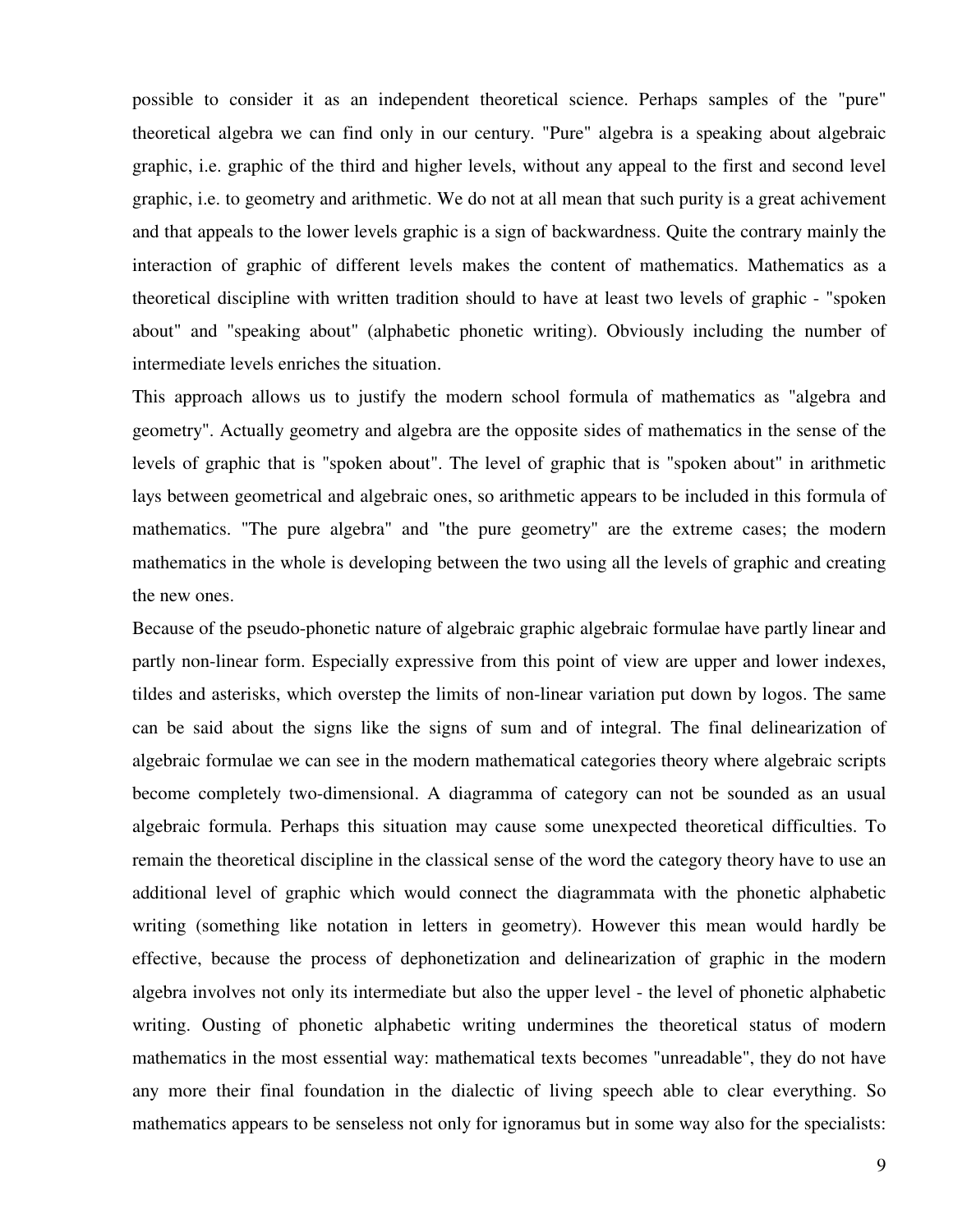possible to consider it as an independent theoretical science. Perhaps samples of the "pure" theoretical algebra we can find only in our century. "Pure" algebra is a speaking about algebraic graphic, i.e. graphic of the third and higher levels, without any appeal to the first and second level graphic, i.e. to geometry and arithmetic. We do not at all mean that such purity is a great achivement and that appeals to the lower levels graphic is a sign of backwardness. Quite the contrary mainly the interaction of graphic of different levels makes the content of mathematics. Mathematics as a theoretical discipline with written tradition should to have at least two levels of graphic - "spoken about" and "speaking about" (alphabetic phonetic writing). Obviously including the number of intermediate levels enriches the situation.

This approach allows us to justify the modern school formula of mathematics as "algebra and geometry". Actually geometry and algebra are the opposite sides of mathematics in the sense of the levels of graphic that is "spoken about". The level of graphic that is "spoken about" in arithmetic lays between geometrical and algebraic ones, so arithmetic appears to be included in this formula of mathematics. "The pure algebra" and "the pure geometry" are the extreme cases; the modern mathematics in the whole is developing between the two using all the levels of graphic and creating the new ones.

Because of the pseudo-phonetic nature of algebraic graphic algebraic formulae have partly linear and partly non-linear form. Especially expressive from this point of view are upper and lower indexes, tildes and asterisks, which overstep the limits of non-linear variation put down by logos. The same can be said about the signs like the signs of sum and of integral. The final delinearization of algebraic formulae we can see in the modern mathematical categories theory where algebraic scripts become completely two-dimensional. A diagramma of category can not be sounded as an usual algebraic formula. Perhaps this situation may cause some unexpected theoretical difficulties. To remain the theoretical discipline in the classical sense of the word the category theory have to use an additional level of graphic which would connect the diagrammata with the phonetic alphabetic writing (something like notation in letters in geometry). However this mean would hardly be effective, because the process of dephonetization and delinearization of graphic in the modern algebra involves not only its intermediate but also the upper level - the level of phonetic alphabetic writing. Ousting of phonetic alphabetic writing undermines the theoretical status of modern mathematics in the most essential way: mathematical texts becomes "unreadable", they do not have any more their final foundation in the dialectic of living speech able to clear everything. So mathematics appears to be senseless not only for ignoramus but in some way also for the specialists: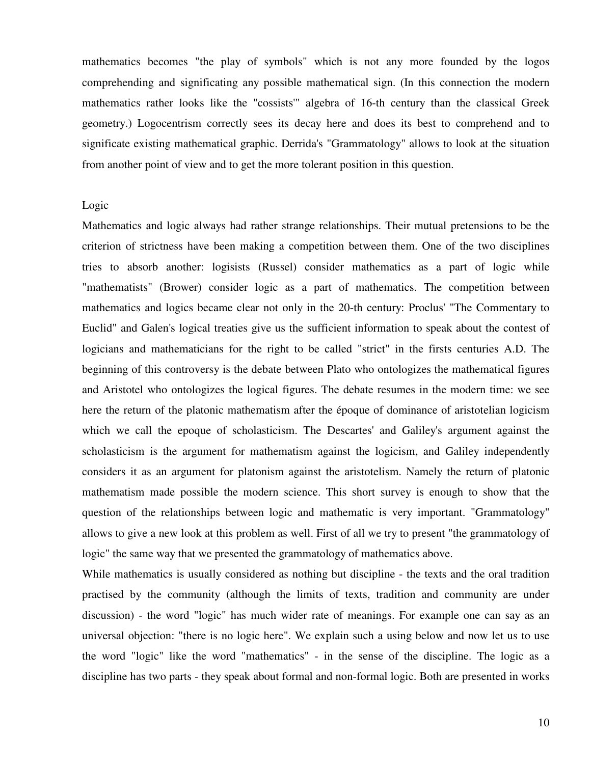mathematics becomes "the play of symbols" which is not any more founded by the logos comprehending and significating any possible mathematical sign. (In this connection the modern mathematics rather looks like the "cossists'" algebra of 16-th century than the classical Greek geometry.) Logocentrism correctly sees its decay here and does its best to comprehend and to significate existing mathematical graphic. Derrida's "Grammatology" allows to look at the situation from another point of view and to get the more tolerant position in this question.

## Logic

Mathematics and logic always had rather strange relationships. Their mutual pretensions to be the criterion of strictness have been making a competition between them. One of the two disciplines tries to absorb another: logisists (Russel) consider mathematics as a part of logic while "mathematists" (Brower) consider logic as a part of mathematics. The competition between mathematics and logics became clear not only in the 20-th century: Proclus' "The Commentary to Euclid" and Galen's logical treaties give us the sufficient information to speak about the contest of logicians and mathematicians for the right to be called "strict" in the firsts centuries A.D. The beginning of this controversy is the debate between Plato who ontologizes the mathematical figures and Aristotel who ontologizes the logical figures. The debate resumes in the modern time: we see here the return of the platonic mathematism after the époque of dominance of aristotelian logicism which we call the epoque of scholasticism. The Descartes' and Galiley's argument against the scholasticism is the argument for mathematism against the logicism, and Galiley independently considers it as an argument for platonism against the aristotelism. Namely the return of platonic mathematism made possible the modern science. This short survey is enough to show that the question of the relationships between logic and mathematic is very important. "Grammatology" allows to give a new look at this problem as well. First of all we try to present "the grammatology of logic" the same way that we presented the grammatology of mathematics above.

While mathematics is usually considered as nothing but discipline - the texts and the oral tradition practised by the community (although the limits of texts, tradition and community are under discussion) - the word "logic" has much wider rate of meanings. For example one can say as an universal objection: "there is no logic here". We explain such a using below and now let us to use the word "logic" like the word "mathematics" - in the sense of the discipline. The logic as a discipline has two parts - they speak about formal and non-formal logic. Both are presented in works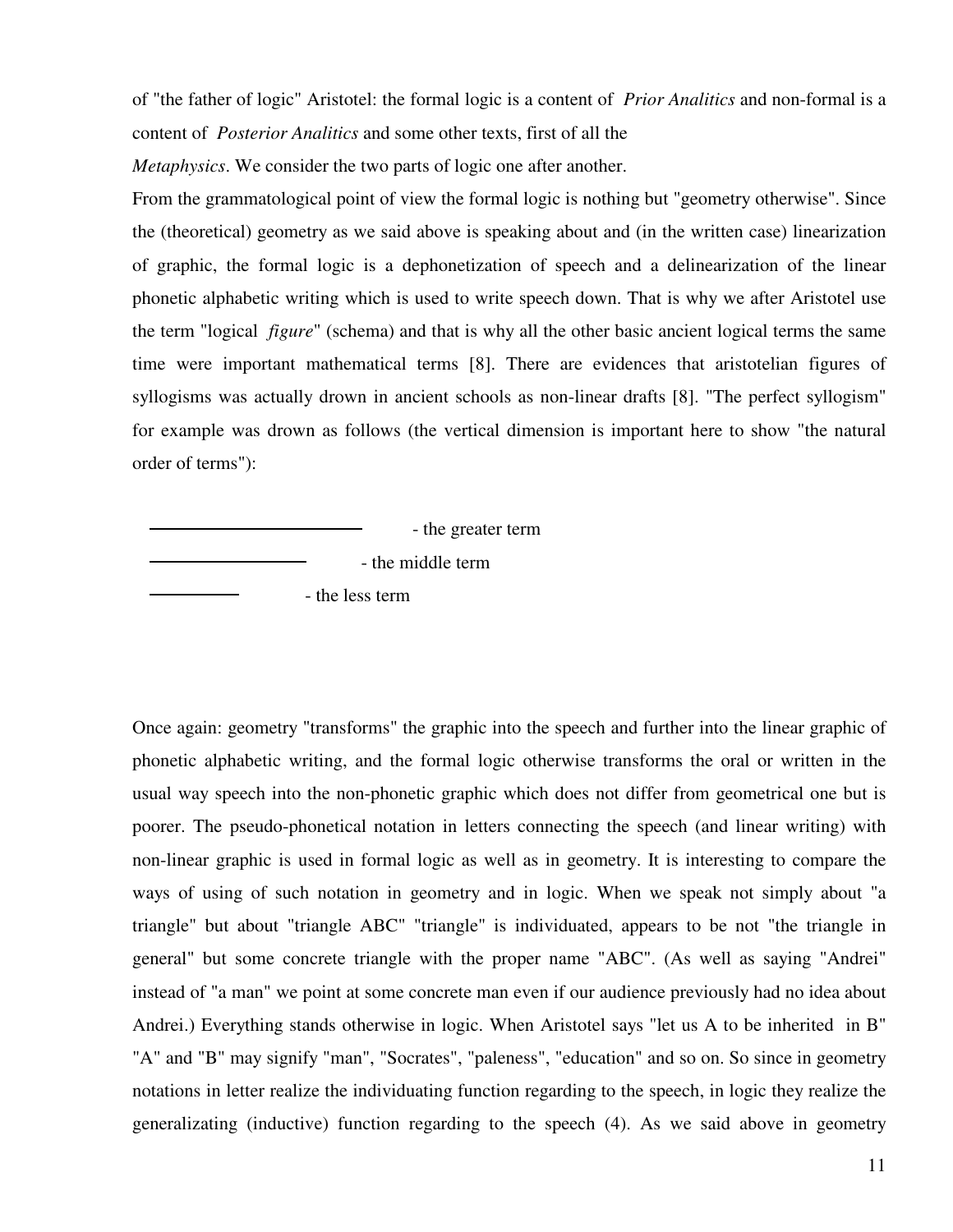of "the father of logic" Aristotel: the formal logic is a content of *Prior Analitics* and non-formal is a content of *Posterior Analitics* and some other texts, first of all the *Metaphysics*. We consider the two parts of logic one after another.

From the grammatological point of view the formal logic is nothing but "geometry otherwise". Since the (theoretical) geometry as we said above is speaking about and (in the written case) linearization of graphic, the formal logic is a dephonetization of speech and a delinearization of the linear phonetic alphabetic writing which is used to write speech down. That is why we after Aristotel use the term "logical *figure*" (schema) and that is why all the other basic ancient logical terms the same time were important mathematical terms [8]. There are evidences that aristotelian figures of syllogisms was actually drown in ancient schools as non-linear drafts [8]. "The perfect syllogism" for example was drown as follows (the vertical dimension is important here to show "the natural order of terms"):

```
____________________________        - the greater term
____________________           - the middle term
__________           - the less term
```

Once again: geometry "transforms" the graphic into the speech and further into the linear graphic of phonetic alphabetic writing, and the formal logic otherwise transforms the oral or written in the usual way speech into the non-phonetic graphic which does not differ from geometrical one but is poorer. The pseudo-phonetical notation in letters connecting the speech (and linear writing) with non-linear graphic is used in formal logic as well as in geometry. It is interesting to compare the ways of using of such notation in geometry and in logic. When we speak not simply about "a triangle" but about "triangle ABC" "triangle" is individuated, appears to be not "the triangle in general" but some concrete triangle with the proper name "ABC". (As well as saying "Andrei" instead of "a man" we point at some concrete man even if our audience previously had no idea about Andrei.) Everything stands otherwise in logic. When Aristotel says "let us A to be inherited in B" "A" and "B" may signify "man", "Socrates", "paleness", "education" and so on. So since in geometry notations in letter realize the individuating function regarding to the speech, in logic they realize the generalizating (inductive) function regarding to the speech (4). As we said above in geometry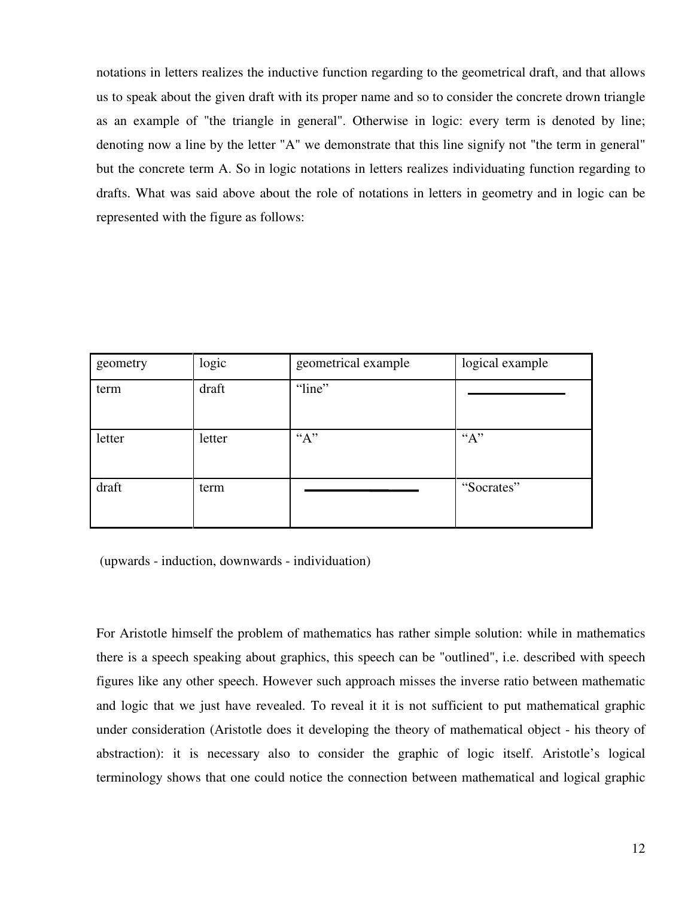notations in letters realizes the inductive function regarding to the geometrical draft, and that allows us to speak about the given draft with its proper name and so to consider the concrete drown triangle as an example of "the triangle in general". Otherwise in logic: every term is denoted by line; denoting now a line by the letter "A" we demonstrate that this line signify not "the term in general" but the concrete term A. So in logic notations in letters realizes individuating function regarding to drafts. What was said above about the role of notations in letters in geometry and in logic can be represented with the figure as follows:

| geometry | logic | geometrical example | logical example |
|---|---|---|---|
| term | draft | "line" | ________________ |
| letter | letter | "A" | "A" |
| draft | term | ________________ | "Socrates" |

(upwards - induction, downwards - individuation)

For Aristotle himself the problem of mathematics has rather simple solution: while in mathematics there is a speech speaking about graphics, this speech can be "outlined", i.e. described with speech figures like any other speech. However such approach misses the inverse ratio between mathematic and logic that we just have revealed. To reveal it it is not sufficient to put mathematical graphic under consideration (Aristotle does it developing the theory of mathematical object - his theory of abstraction): it is necessary also to consider the graphic of logic itself. Aristotle's logical terminology shows that one could notice the connection between mathematical and logical graphic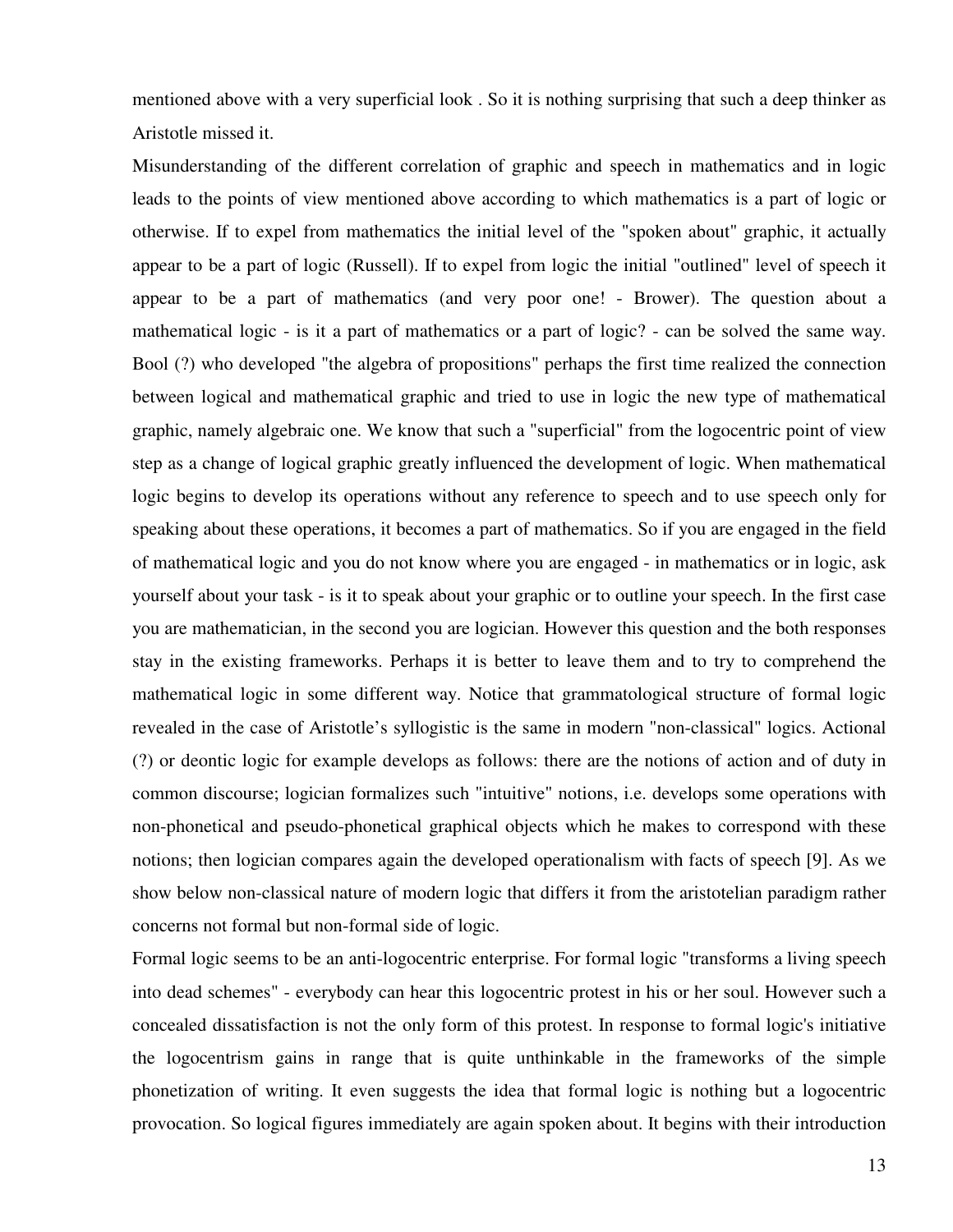mentioned above with a very superficial look . So it is nothing surprising that such a deep thinker as Aristotle missed it.

Misunderstanding of the different correlation of graphic and speech in mathematics and in logic leads to the points of view mentioned above according to which mathematics is a part of logic or otherwise. If to expel from mathematics the initial level of the "spoken about" graphic, it actually appear to be a part of logic (Russell). If to expel from logic the initial "outlined" level of speech it appear to be a part of mathematics (and very poor one! - Brower). The question about a mathematical logic - is it a part of mathematics or a part of logic? - can be solved the same way. Bool (?) who developed "the algebra of propositions" perhaps the first time realized the connection between logical and mathematical graphic and tried to use in logic the new type of mathematical graphic, namely algebraic one. We know that such a "superficial" from the logocentric point of view step as a change of logical graphic greatly influenced the development of logic. When mathematical logic begins to develop its operations without any reference to speech and to use speech only for speaking about these operations, it becomes a part of mathematics. So if you are engaged in the field of mathematical logic and you do not know where you are engaged - in mathematics or in logic, ask yourself about your task - is it to speak about your graphic or to outline your speech. In the first case you are mathematician, in the second you are logician. However this question and the both responses stay in the existing frameworks. Perhaps it is better to leave them and to try to comprehend the mathematical logic in some different way. Notice that grammatological structure of formal logic revealed in the case of Aristotle's syllogistic is the same in modern "non-classical" logics. Actional (?) or deontic logic for example develops as follows: there are the notions of action and of duty in common discourse; logician formalizes such "intuitive" notions, i.e. develops some operations with non-phonetical and pseudo-phonetical graphical objects which he makes to correspond with these notions; then logician compares again the developed operationalism with facts of speech [9]. As we show below non-classical nature of modern logic that differs it from the aristotelian paradigm rather concerns not formal but non-formal side of logic.

Formal logic seems to be an anti-logocentric enterprise. For formal logic "transforms a living speech into dead schemes" - everybody can hear this logocentric protest in his or her soul. However such a concealed dissatisfaction is not the only form of this protest. In response to formal logic's initiative the logocentrism gains in range that is quite unthinkable in the frameworks of the simple phonetization of writing. It even suggests the idea that formal logic is nothing but a logocentric provocation. So logical figures immediately are again spoken about. It begins with their introduction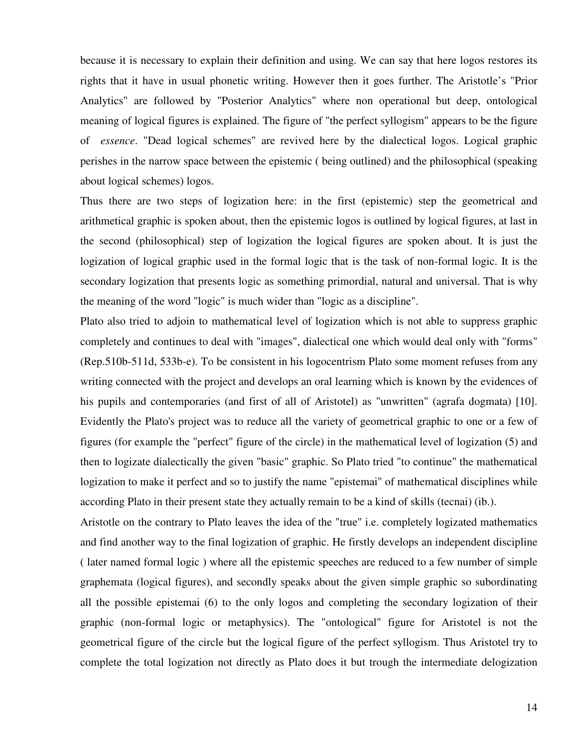because it is necessary to explain their definition and using. We can say that here logos restores its rights that it have in usual phonetic writing. However then it goes further. The Aristotle's "Prior Analytics" are followed by "Posterior Analytics" where non operational but deep, ontological meaning of logical figures is explained. The figure of "the perfect syllogism" appears to be the figure of *essence*. "Dead logical schemes" are revived here by the dialectical logos. Logical graphic perishes in the narrow space between the epistemic ( being outlined) and the philosophical (speaking about logical schemes) logos.

Thus there are two steps of logization here: in the first (epistemic) step the geometrical and arithmetical graphic is spoken about, then the epistemic logos is outlined by logical figures, at last in the second (philosophical) step of logization the logical figures are spoken about. It is just the logization of logical graphic used in the formal logic that is the task of non-formal logic. It is the secondary logization that presents logic as something primordial, natural and universal. That is why the meaning of the word "logic" is much wider than "logic as a discipline".

Plato also tried to adjoin to mathematical level of logization which is not able to suppress graphic completely and continues to deal with "images", dialectical one which would deal only with "forms" (Rep.510b-511d, 533b-e). To be consistent in his logocentrism Plato some moment refuses from any writing connected with the project and develops an oral learning which is known by the evidences of his pupils and contemporaries (and first of all of Aristotel) as "unwritten" (agrafa dogmata) [10]. Evidently the Plato's project was to reduce all the variety of geometrical graphic to one or a few of figures (for example the "perfect" figure of the circle) in the mathematical level of logization (5) and then to logizate dialectically the given "basic" graphic. So Plato tried "to continue" the mathematical logization to make it perfect and so to justify the name "epistemai" of mathematical disciplines while according Plato in their present state they actually remain to be a kind of skills (tecnai) (ib.).

Aristotle on the contrary to Plato leaves the idea of the "true" i.e. completely logizated mathematics and find another way to the final logization of graphic. He firstly develops an independent discipline ( later named formal logic ) where all the epistemic speeches are reduced to a few number of simple graphemata (logical figures), and secondly speaks about the given simple graphic so subordinating all the possible epistemai (6) to the only logos and completing the secondary logization of their graphic (non-formal logic or metaphysics). The "ontological" figure for Aristotel is not the geometrical figure of the circle but the logical figure of the perfect syllogism. Thus Aristotel try to complete the total logization not directly as Plato does it but trough the intermediate delogization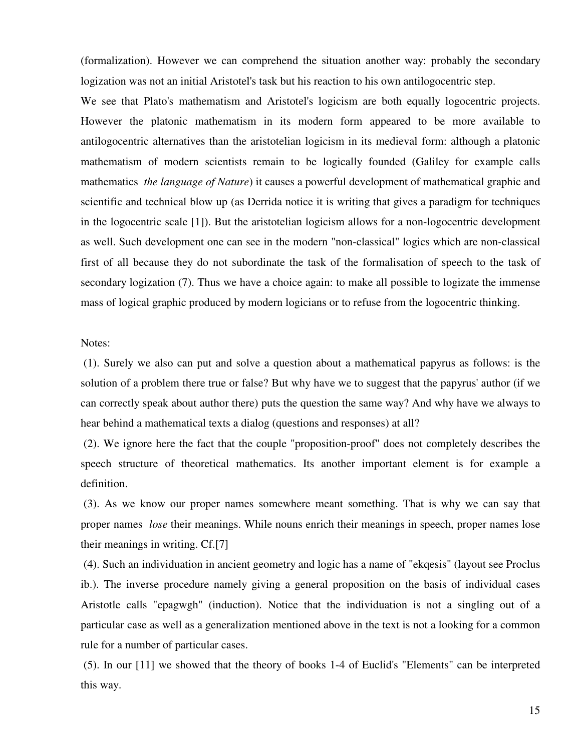(formalization). However we can comprehend the situation another way: probably the secondary logization was not an initial Aristotel's task but his reaction to his own antilogocentric step.

We see that Plato's mathematism and Aristotel's logicism are both equally logocentric projects. However the platonic mathematism in its modern form appeared to be more available to antilogocentric alternatives than the aristotelian logicism in its medieval form: although a platonic mathematism of modern scientists remain to be logically founded (Galiley for example calls mathematics *the language of Nature*) it causes a powerful development of mathematical graphic and scientific and technical blow up (as Derrida notice it is writing that gives a paradigm for techniques in the logocentric scale [1]). But the aristotelian logicism allows for a non-logocentric development as well. Such development one can see in the modern "non-classical" logics which are non-classical first of all because they do not subordinate the task of the formalisation of speech to the task of secondary logization (7). Thus we have a choice again: to make all possible to logizate the immense mass of logical graphic produced by modern logicians or to refuse from the logocentric thinking.

Notes:

(1). Surely we also can put and solve a question about a mathematical papyrus as follows: is the solution of a problem there true or false? But why have we to suggest that the papyrus' author (if we can correctly speak about author there) puts the question the same way? And why have we always to hear behind a mathematical texts a dialog (questions and responses) at all?

(2). We ignore here the fact that the couple "proposition-proof" does not completely describes the speech structure of theoretical mathematics. Its another important element is for example a definition.

(3). As we know our proper names somewhere meant something. That is why we can say that proper names *lose* their meanings. While nouns enrich their meanings in speech, proper names lose their meanings in writing. Cf.[7]

(4). Such an individuation in ancient geometry and logic has a name of "ekqesis" (layout see Proclus ib.). The inverse procedure namely giving a general proposition on the basis of individual cases Aristotle calls "epagwgh" (induction). Notice that the individuation is not a singling out of a particular case as well as a generalization mentioned above in the text is not a looking for a common rule for a number of particular cases.

(5). In our [11] we showed that the theory of books 1-4 of Euclid's "Elements" can be interpreted this way.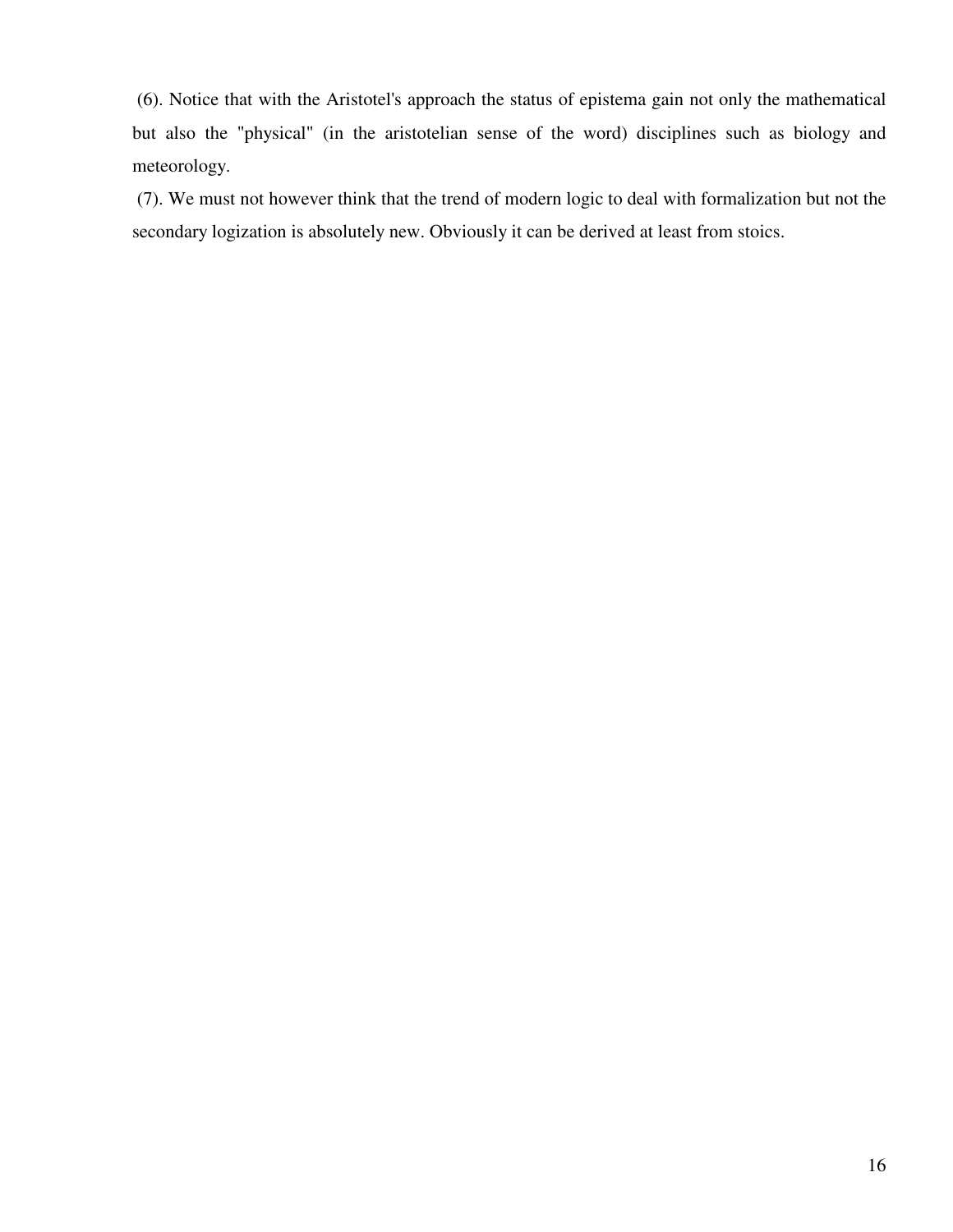(6). Notice that with the Aristotel's approach the status of epistema gain not only the mathematical but also the "physical" (in the aristotelian sense of the word) disciplines such as biology and meteorology.

(7). We must not however think that the trend of modern logic to deal with formalization but not the secondary logization is absolutely new. Obviously it can be derived at least from stoics.